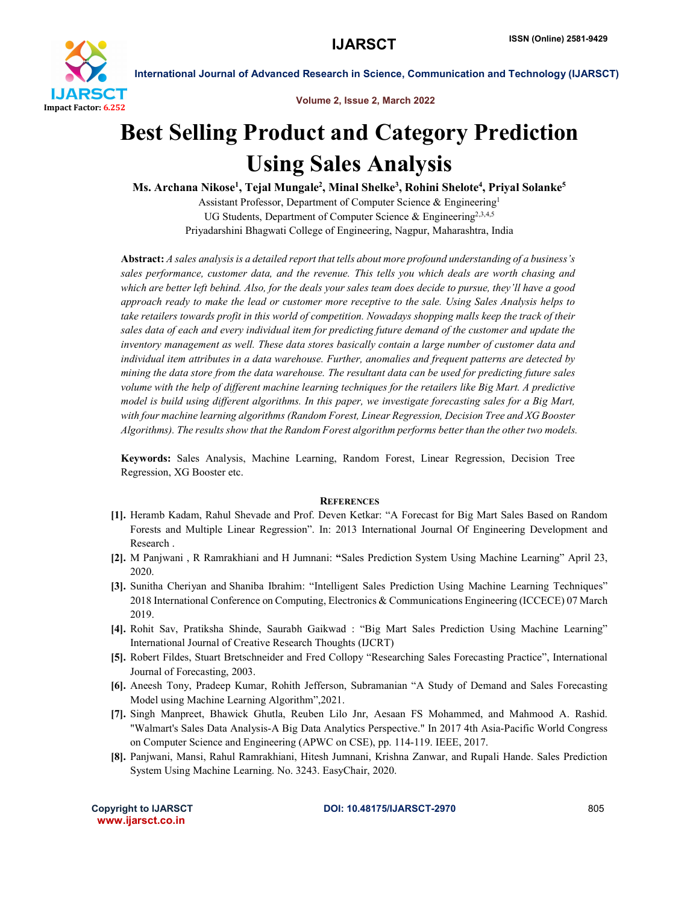# Best Selling Product and Category Prediction Using Sales Analysis

**Ms. Archana Nikose[1], Tejal Mungale[2], Minal Shelke[3], Rohini Shelote[4], Priyal Solanke[5]**

Assistant Professor, Department of Computer Science & Engineering[1]

UG Students, Department of Computer Science & Engineering[2,3,4,5]

Priyadarshini Bhagwati College of Engineering, Nagpur, Maharashtra, India

**Abstract:** *A sales analysis is a detailed report that tells about more profound understanding of a business's sales performance, customer data, and the revenue. This tells you which deals are worth chasing and which are better left behind. Also, for the deals your sales team does decide to pursue, they'll have a good approach ready to make the lead or customer more receptive to the sale. Using Sales Analysis helps to take retailers towards profit in this world of competition. Nowadays shopping malls keep the track of their sales data of each and every individual item for predicting future demand of the customer and update the inventory management as well. These data stores basically contain a large number of customer data and individual item attributes in a data warehouse. Further, anomalies and frequent patterns are detected by mining the data store from the data warehouse. The resultant data can be used for predicting future sales volume with the help of different machine learning techniques for the retailers like Big Mart. A predictive model is build using different algorithms. In this paper, we investigate forecasting sales for a Big Mart, with four machine learning algorithms (Random Forest, Linear Regression, Decision Tree and XG Booster Algorithms). The results show that the Random Forest algorithm performs better than the other two models.*

**Keywords:** Sales Analysis, Machine Learning, Random Forest, Linear Regression, Decision Tree Regression, XG Booster etc.

## References

[1]. Heramb Kadam, Rahul Shevade and Prof. Deven Ketkar: "A Forecast for Big Mart Sales Based on Random Forests and Multiple Linear Regression". In: 2013 International Journal Of Engineering Development and Research .

[2]. M Panjwani , R Ramrakhiani and H Jumnani: "Sales Prediction System Using Machine Learning" April 23, 2020.

[3]. Sunitha Cheriyan and Shaniba Ibrahim: "Intelligent Sales Prediction Using Machine Learning Techniques" 2018 International Conference on Computing, Electronics & Communications Engineering (ICCECE) 07 March 2019.

[4]. Rohit Sav, Pratiksha Shinde, Saurabh Gaikwad : "Big Mart Sales Prediction Using Machine Learning" International Journal of Creative Research Thoughts (IJCRT)

[5]. Robert Fildes, Stuart Bretschneider and Fred Collopy "Researching Sales Forecasting Practice", International Journal of Forecasting, 2003.

[6]. Aneesh Tony, Pradeep Kumar, Rohith Jefferson, Subramanian "A Study of Demand and Sales Forecasting Model using Machine Learning Algorithm",2021.

[7]. Singh Manpreet, Bhawick Ghutla, Reuben Lilo Jnr, Aesaan FS Mohammed, and Mahmood A. Rashid. "Walmart's Sales Data Analysis-A Big Data Analytics Perspective." In 2017 4th Asia-Pacific World Congress on Computer Science and Engineering (APWC on CSE), pp. 114-119. IEEE, 2017.

[8]. Panjwani, Mansi, Rahul Ramrakhiani, Hitesh Jumnani, Krishna Zanwar, and Rupali Hande. Sales Prediction System Using Machine Learning. No. 3243. EasyChair, 2020.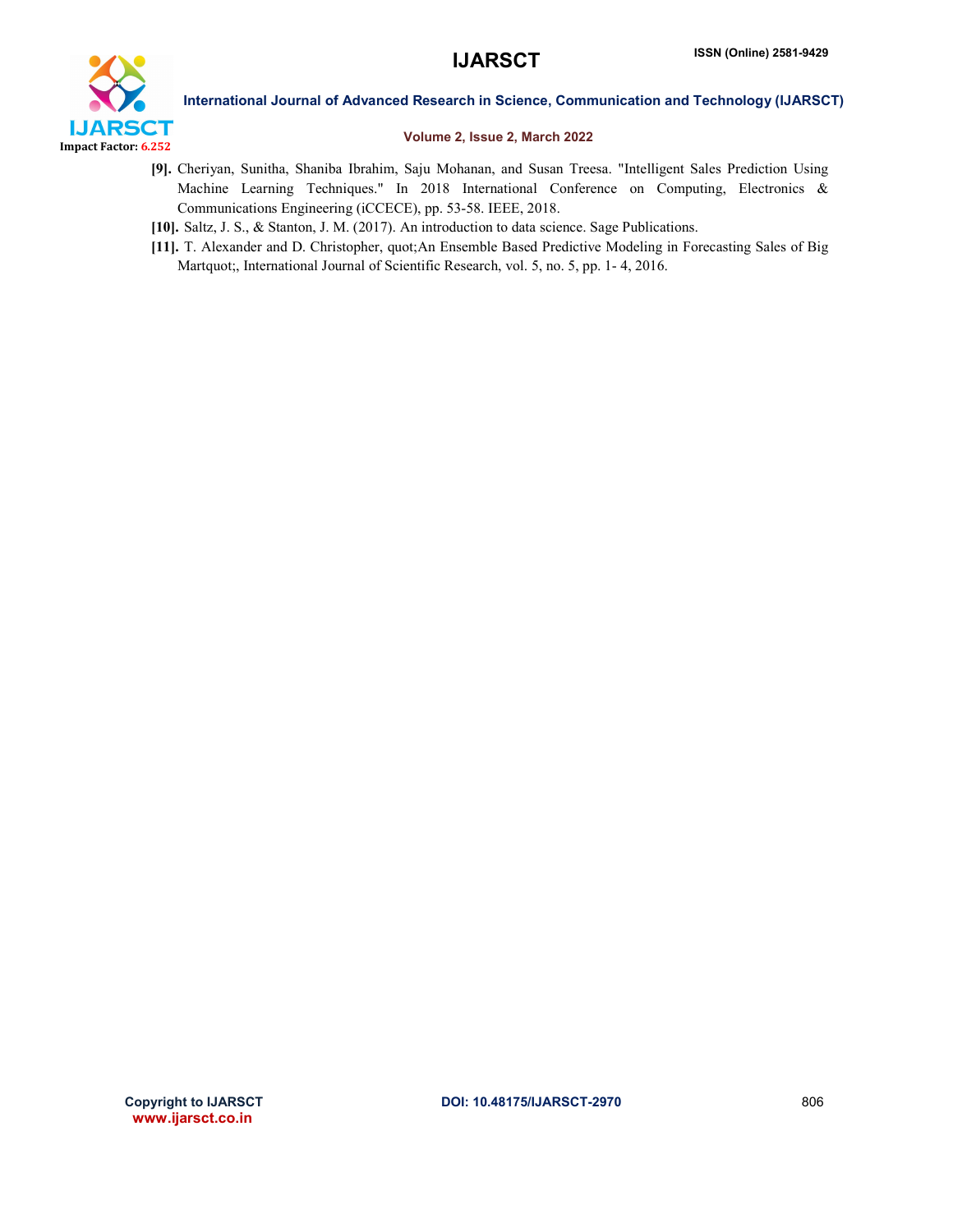[9]. Cheriyan, Sunitha, Shaniba Ibrahim, Saju Mohanan, and Susan Treesa. "Intelligent Sales Prediction Using Machine Learning Techniques." In 2018 International Conference on Computing, Electronics & Communications Engineering (iCCECE), pp. 53-58. IEEE, 2018.

[10]. Saltz, J. S., & Stanton, J. M. (2017). An introduction to data science. Sage Publications.

[11]. T. Alexander and D. Christopher, quot;An Ensemble Based Predictive Modeling in Forecasting Sales of Big Martquot;, International Journal of Scientific Research, vol. 5, no. 5, pp. 1- 4, 2016.